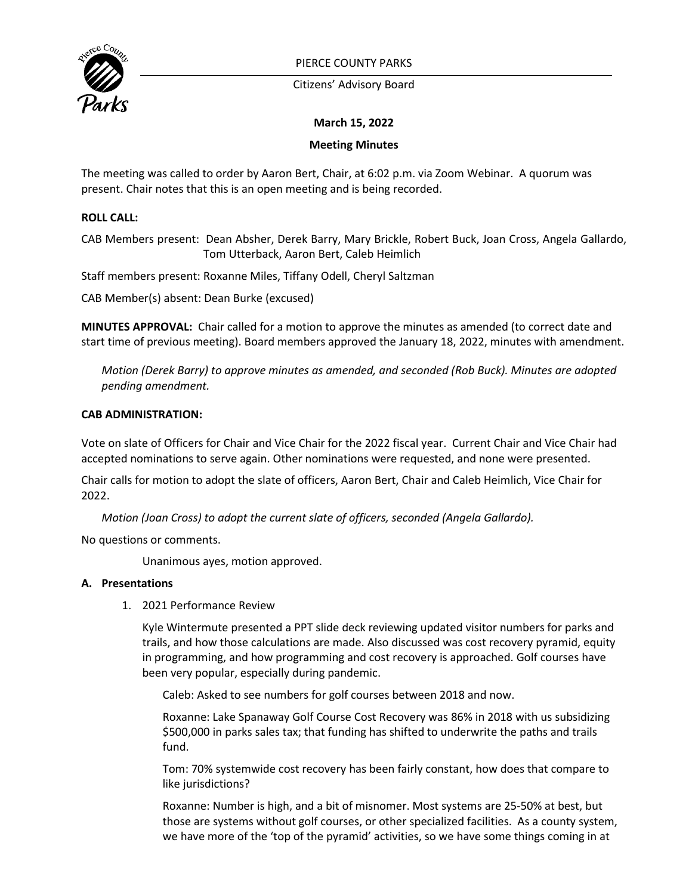PIERCE COUNTY PARKS

Citizens' Advisory Board

**March 15, 2022**

**Meeting Minutes**

The meeting was called to order by Aaron Bert, Chair, at 6:02 p.m. via Zoom Webinar. A quorum was present. Chair notes that this is an open meeting and is being recorded.

**ROLL CALL:**

CAB Members present: Dean Absher, Derek Barry, Mary Brickle, Robert Buck, Joan Cross, Angela Gallardo, Tom Utterback, Aaron Bert, Caleb Heimlich

Staff members present: Roxanne Miles, Tiffany Odell, Cheryl Saltzman

CAB Member(s) absent: Dean Burke (excused)

**MINUTES APPROVAL:** Chair called for a motion to approve the minutes as amended (to correct date and start time of previous meeting). Board members approved the January 18, 2022, minutes with amendment.

*Motion (Derek Barry) to approve minutes as amended, and seconded (Rob Buck). Minutes are adopted pending amendment.*

**CAB ADMINISTRATION:**

Vote on slate of Officers for Chair and Vice Chair for the 2022 fiscal year. Current Chair and Vice Chair had accepted nominations to serve again. Other nominations were requested, and none were presented.

Chair calls for motion to adopt the slate of officers, Aaron Bert, Chair and Caleb Heimlich, Vice Chair for 2022.

*Motion (Joan Cross) to adopt the current slate of officers, seconded (Angela Gallardo).*

No questions or comments.

Unanimous ayes, motion approved.

**A. Presentations**

1. 2021 Performance Review

   Kyle Wintermute presented a PPT slide deck reviewing updated visitor numbers for parks and trails, and how those calculations are made. Also discussed was cost recovery pyramid, equity in programming, and how programming and cost recovery is approached. Golf courses have been very popular, especially during pandemic.

   Caleb: Asked to see numbers for golf courses between 2018 and now.

   Roxanne: Lake Spanaway Golf Course Cost Recovery was 86% in 2018 with us subsidizing $500,000 in parks sales tax; that funding has shifted to underwrite the paths and trails fund.

   Tom: 70% systemwide cost recovery has been fairly constant, how does that compare to like jurisdictions?

   Roxanne: Number is high, and a bit of misnomer. Most systems are 25-50% at best, but those are systems without golf courses, or other specialized facilities. As a county system, we have more of the 'top of the pyramid' activities, so we have some things coming in at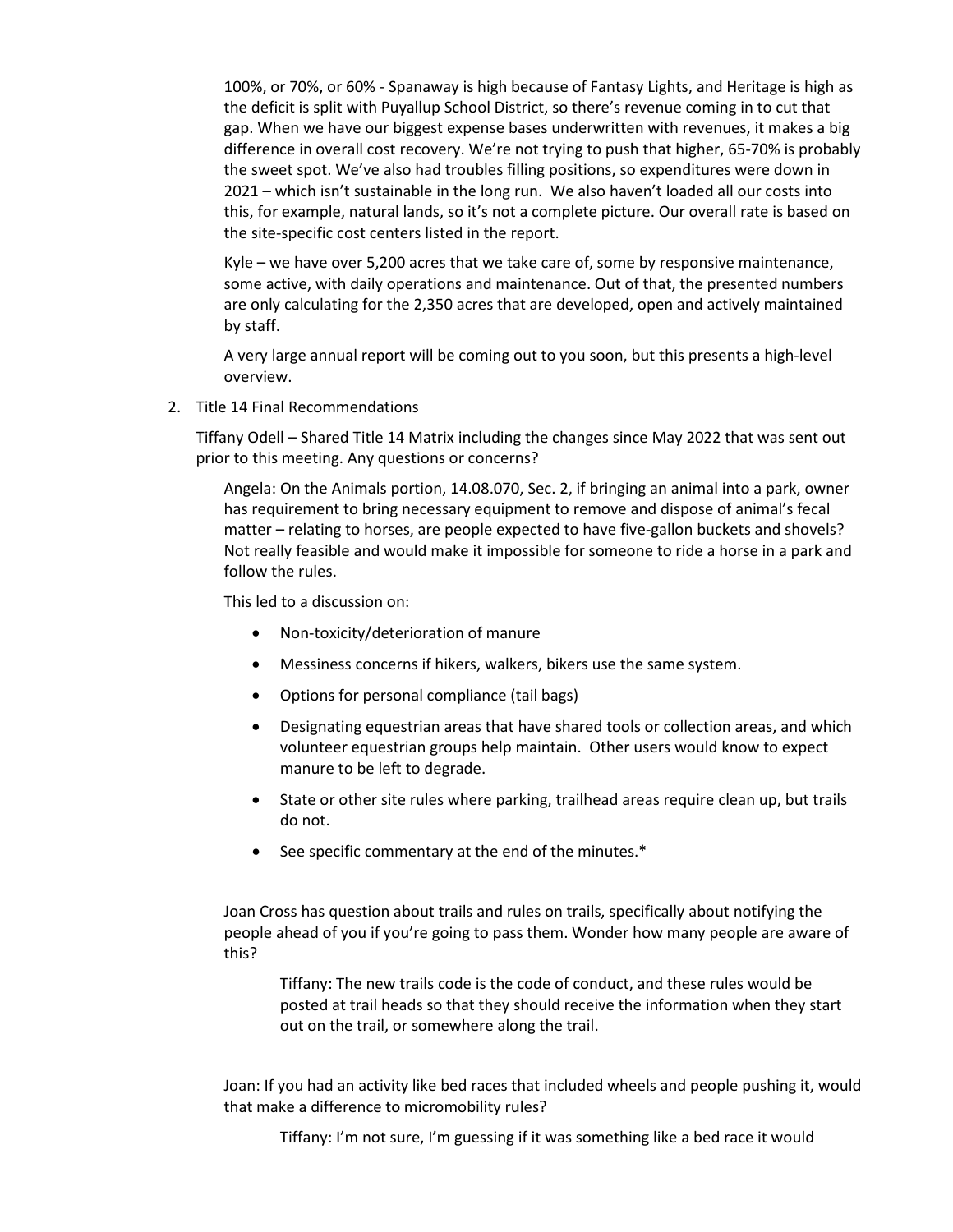100%, or 70%, or 60% - Spanaway is high because of Fantasy Lights, and Heritage is high as the deficit is split with Puyallup School District, so there's revenue coming in to cut that gap. When we have our biggest expense bases underwritten with revenues, it makes a big difference in overall cost recovery. We're not trying to push that higher, 65-70% is probably the sweet spot. We've also had troubles filling positions, so expenditures were down in 2021 – which isn't sustainable in the long run. We also haven't loaded all our costs into this, for example, natural lands, so it's not a complete picture. Our overall rate is based on the site-specific cost centers listed in the report.

Kyle – we have over 5,200 acres that we take care of, some by responsive maintenance, some active, with daily operations and maintenance. Out of that, the presented numbers are only calculating for the 2,350 acres that are developed, open and actively maintained by staff.

A very large annual report will be coming out to you soon, but this presents a high-level overview.

2. Title 14 Final Recommendations

Tiffany Odell – Shared Title 14 Matrix including the changes since May 2022 that was sent out prior to this meeting. Any questions or concerns?

Angela: On the Animals portion, 14.08.070, Sec. 2, if bringing an animal into a park, owner has requirement to bring necessary equipment to remove and dispose of animal's fecal matter – relating to horses, are people expected to have five-gallon buckets and shovels? Not really feasible and would make it impossible for someone to ride a horse in a park and follow the rules.

This led to a discussion on:

- Non-toxicity/deterioration of manure
- Messiness concerns if hikers, walkers, bikers use the same system.
- Options for personal compliance (tail bags)
- Designating equestrian areas that have shared tools or collection areas, and which volunteer equestrian groups help maintain. Other users would know to expect manure to be left to degrade.
- State or other site rules where parking, trailhead areas require clean up, but trails do not.
- See specific commentary at the end of the minutes.*

Joan Cross has question about trails and rules on trails, specifically about notifying the people ahead of you if you're going to pass them. Wonder how many people are aware of this?

Tiffany: The new trails code is the code of conduct, and these rules would be posted at trail heads so that they should receive the information when they start out on the trail, or somewhere along the trail.

Joan: If you had an activity like bed races that included wheels and people pushing it, would that make a difference to micromobility rules?

Tiffany: I'm not sure, I'm guessing if it was something like a bed race it would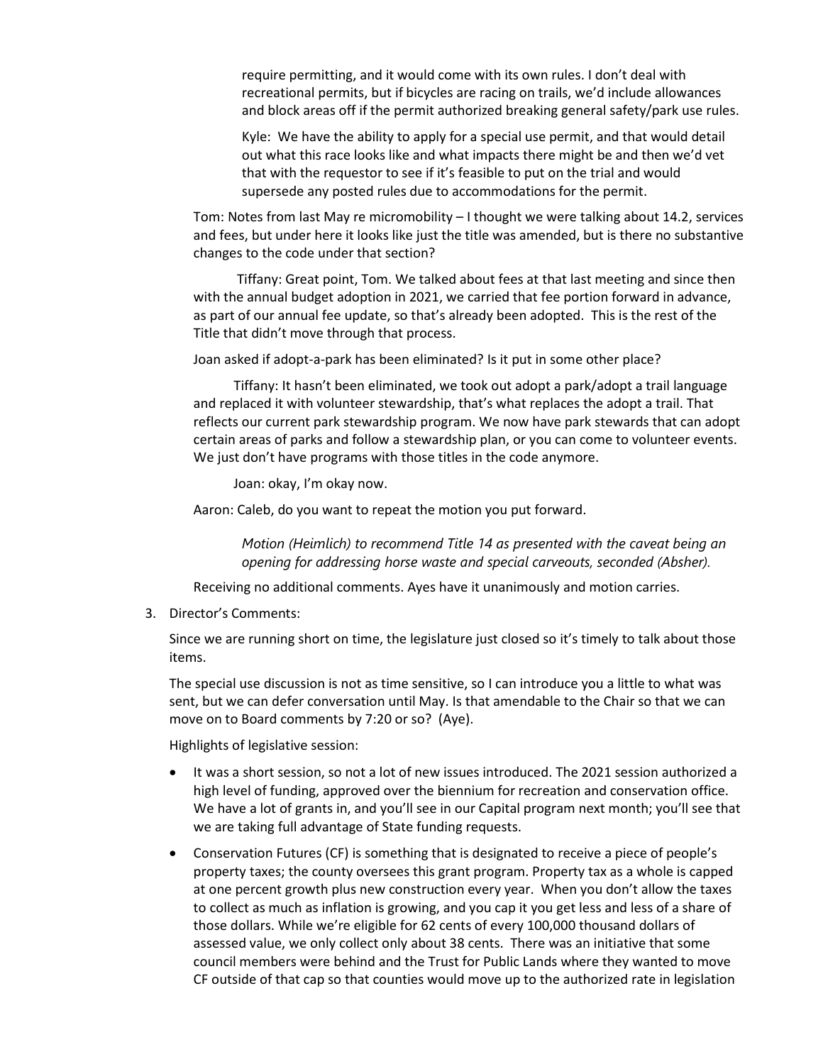require permitting, and it would come with its own rules. I don't deal with recreational permits, but if bicycles are racing on trails, we'd include allowances and block areas off if the permit authorized breaking general safety/park use rules.

Kyle: We have the ability to apply for a special use permit, and that would detail out what this race looks like and what impacts there might be and then we'd vet that with the requestor to see if it's feasible to put on the trial and would supersede any posted rules due to accommodations for the permit.

Tom: Notes from last May re micromobility – I thought we were talking about 14.2, services and fees, but under here it looks like just the title was amended, but is there no substantive changes to the code under that section?

Tiffany: Great point, Tom. We talked about fees at that last meeting and since then with the annual budget adoption in 2021, we carried that fee portion forward in advance, as part of our annual fee update, so that's already been adopted. This is the rest of the Title that didn't move through that process.

Joan asked if adopt-a-park has been eliminated? Is it put in some other place?

Tiffany: It hasn't been eliminated, we took out adopt a park/adopt a trail language and replaced it with volunteer stewardship, that's what replaces the adopt a trail. That reflects our current park stewardship program. We now have park stewards that can adopt certain areas of parks and follow a stewardship plan, or you can come to volunteer events. We just don't have programs with those titles in the code anymore.

Joan: okay, I'm okay now.

Aaron: Caleb, do you want to repeat the motion you put forward.

*Motion (Heimlich) to recommend Title 14 as presented with the caveat being an opening for addressing horse waste and special carveouts, seconded (Absher).*

Receiving no additional comments. Ayes have it unanimously and motion carries.

3. Director's Comments:

   Since we are running short on time, the legislature just closed so it's timely to talk about those items.

   The special use discussion is not as time sensitive, so I can introduce you a little to what was sent, but we can defer conversation until May. Is that amendable to the Chair so that we can move on to Board comments by 7:20 or so? (Aye).

   Highlights of legislative session:

   - It was a short session, so not a lot of new issues introduced. The 2021 session authorized a high level of funding, approved over the biennium for recreation and conservation office. We have a lot of grants in, and you'll see in our Capital program next month; you'll see that we are taking full advantage of State funding requests.
   - Conservation Futures (CF) is something that is designated to receive a piece of people's property taxes; the county oversees this grant program. Property tax as a whole is capped at one percent growth plus new construction every year. When you don't allow the taxes to collect as much as inflation is growing, and you cap it you get less and less of a share of those dollars. While we're eligible for 62 cents of every 100,000 thousand dollars of assessed value, we only collect only about 38 cents. There was an initiative that some council members were behind and the Trust for Public Lands where they wanted to move CF outside of that cap so that counties would move up to the authorized rate in legislation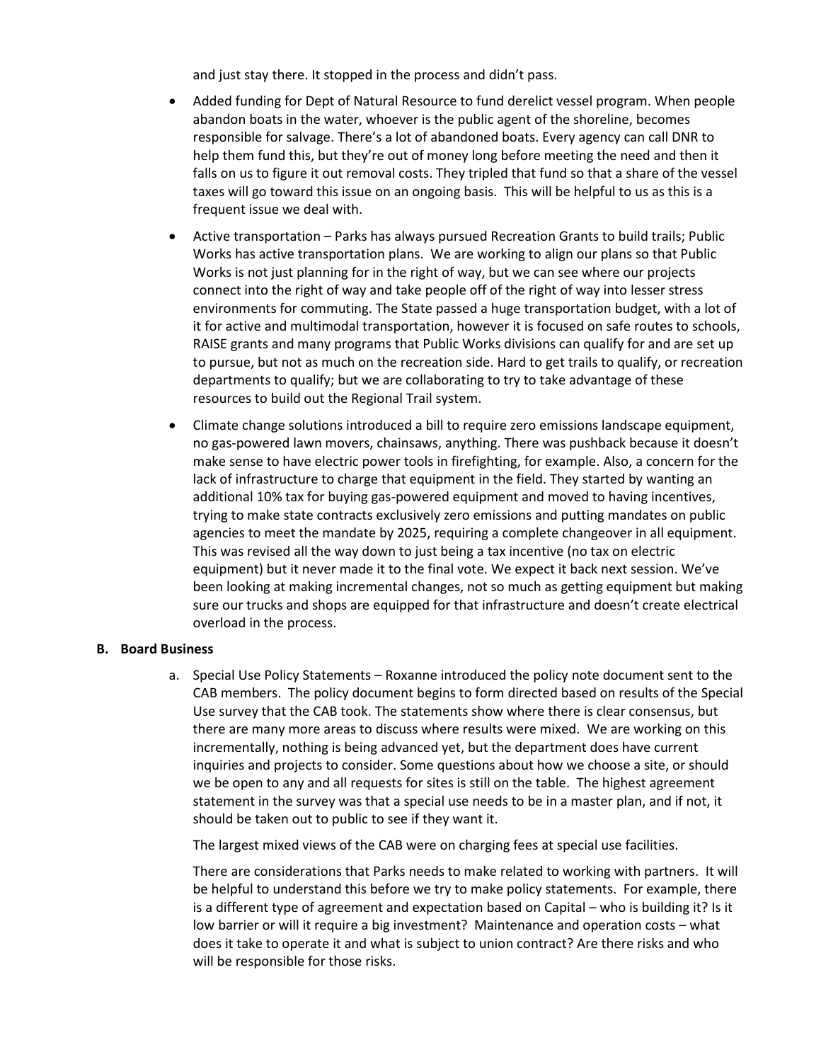and just stay there. It stopped in the process and didn't pass.

- Added funding for Dept of Natural Resource to fund derelict vessel program. When people abandon boats in the water, whoever is the public agent of the shoreline, becomes responsible for salvage. There's a lot of abandoned boats. Every agency can call DNR to help them fund this, but they're out of money long before meeting the need and then it falls on us to figure it out removal costs. They tripled that fund so that a share of the vessel taxes will go toward this issue on an ongoing basis. This will be helpful to us as this is a frequent issue we deal with.
- Active transportation – Parks has always pursued Recreation Grants to build trails; Public Works has active transportation plans. We are working to align our plans so that Public Works is not just planning for in the right of way, but we can see where our projects connect into the right of way and take people off of the right of way into lesser stress environments for commuting. The State passed a huge transportation budget, with a lot of it for active and multimodal transportation, however it is focused on safe routes to schools, RAISE grants and many programs that Public Works divisions can qualify for and are set up to pursue, but not as much on the recreation side. Hard to get trails to qualify, or recreation departments to qualify; but we are collaborating to try to take advantage of these resources to build out the Regional Trail system.
- Climate change solutions introduced a bill to require zero emissions landscape equipment, no gas-powered lawn movers, chainsaws, anything. There was pushback because it doesn't make sense to have electric power tools in firefighting, for example. Also, a concern for the lack of infrastructure to charge that equipment in the field. They started by wanting an additional 10% tax for buying gas-powered equipment and moved to having incentives, trying to make state contracts exclusively zero emissions and putting mandates on public agencies to meet the mandate by 2025, requiring a complete changeover in all equipment. This was revised all the way down to just being a tax incentive (no tax on electric equipment) but it never made it to the final vote. We expect it back next session. We've been looking at making incremental changes, not so much as getting equipment but making sure our trucks and shops are equipped for that infrastructure and doesn't create electrical overload in the process.

**B. Board Business**

a. Special Use Policy Statements – Roxanne introduced the policy note document sent to the CAB members. The policy document begins to form directed based on results of the Special Use survey that the CAB took. The statements show where there is clear consensus, but there are many more areas to discuss where results were mixed. We are working on this incrementally, nothing is being advanced yet, but the department does have current inquiries and projects to consider. Some questions about how we choose a site, or should we be open to any and all requests for sites is still on the table. The highest agreement statement in the survey was that a special use needs to be in a master plan, and if not, it should be taken out to public to see if they want it.

The largest mixed views of the CAB were on charging fees at special use facilities.

There are considerations that Parks needs to make related to working with partners. It will be helpful to understand this before we try to make policy statements. For example, there is a different type of agreement and expectation based on Capital – who is building it? Is it low barrier or will it require a big investment? Maintenance and operation costs – what does it take to operate it and what is subject to union contract? Are there risks and who will be responsible for those risks.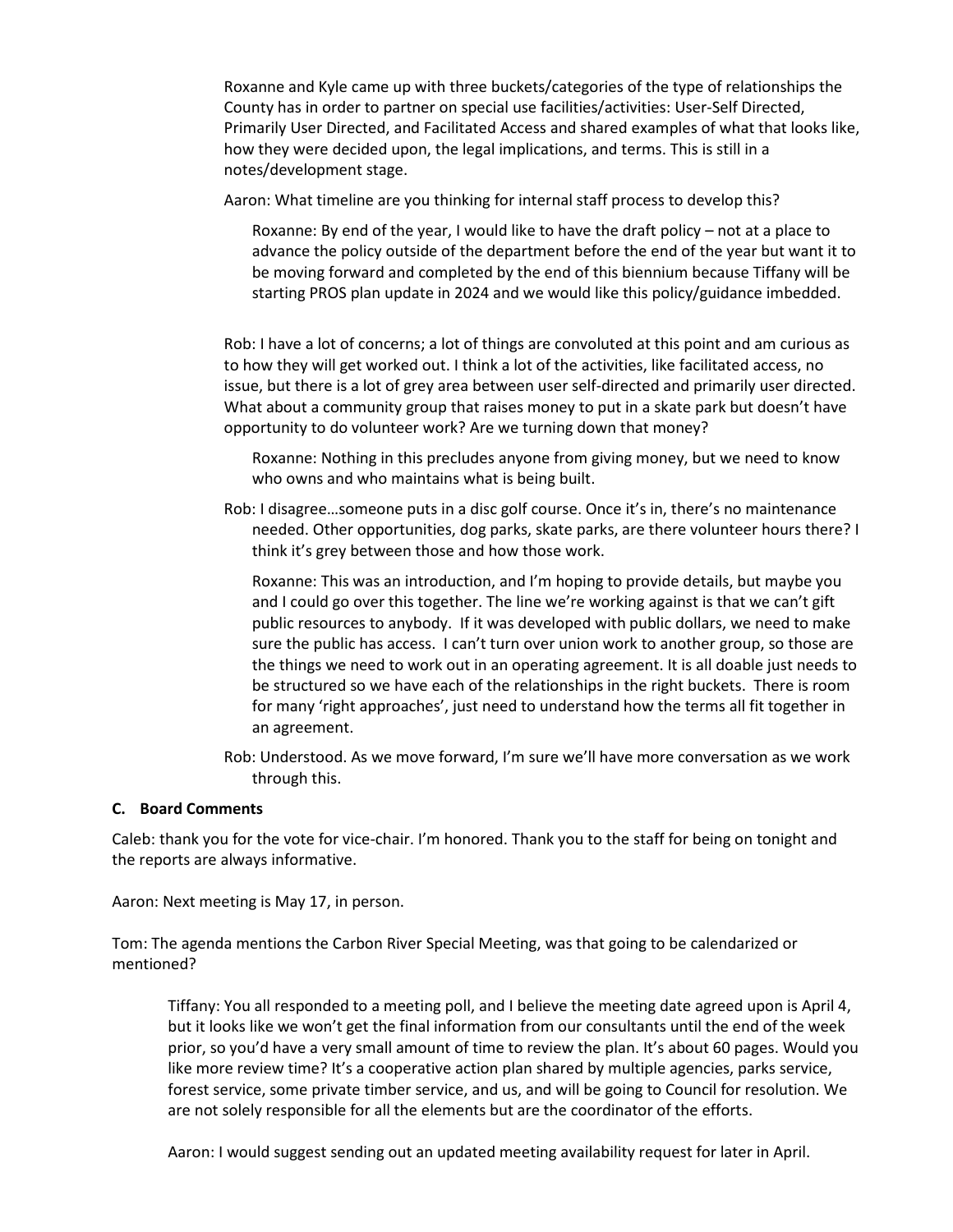Roxanne and Kyle came up with three buckets/categories of the type of relationships the County has in order to partner on special use facilities/activities: User-Self Directed, Primarily User Directed, and Facilitated Access and shared examples of what that looks like, how they were decided upon, the legal implications, and terms. This is still in a notes/development stage.

Aaron: What timeline are you thinking for internal staff process to develop this?

> Roxanne: By end of the year, I would like to have the draft policy – not at a place to advance the policy outside of the department before the end of the year but want it to be moving forward and completed by the end of this biennium because Tiffany will be starting PROS plan update in 2024 and we would like this policy/guidance imbedded.

Rob: I have a lot of concerns; a lot of things are convoluted at this point and am curious as to how they will get worked out. I think a lot of the activities, like facilitated access, no issue, but there is a lot of grey area between user self-directed and primarily user directed. What about a community group that raises money to put in a skate park but doesn't have opportunity to do volunteer work? Are we turning down that money?

> Roxanne: Nothing in this precludes anyone from giving money, but we need to know who owns and who maintains what is being built.

Rob: I disagree…someone puts in a disc golf course. Once it's in, there's no maintenance needed. Other opportunities, dog parks, skate parks, are there volunteer hours there? I think it's grey between those and how those work.

> Roxanne: This was an introduction, and I'm hoping to provide details, but maybe you and I could go over this together. The line we're working against is that we can't gift public resources to anybody. If it was developed with public dollars, we need to make sure the public has access. I can't turn over union work to another group, so those are the things we need to work out in an operating agreement. It is all doable just needs to be structured so we have each of the relationships in the right buckets. There is room for many 'right approaches', just need to understand how the terms all fit together in an agreement.

Rob: Understood. As we move forward, I'm sure we'll have more conversation as we work through this.

### C. Board Comments

Caleb: thank you for the vote for vice-chair. I'm honored. Thank you to the staff for being on tonight and the reports are always informative.

Aaron: Next meeting is May 17, in person.

Tom: The agenda mentions the Carbon River Special Meeting, was that going to be calendarized or mentioned?

> Tiffany: You all responded to a meeting poll, and I believe the meeting date agreed upon is April 4, but it looks like we won't get the final information from our consultants until the end of the week prior, so you'd have a very small amount of time to review the plan. It's about 60 pages. Would you like more review time? It's a cooperative action plan shared by multiple agencies, parks service, forest service, some private timber service, and us, and will be going to Council for resolution. We are not solely responsible for all the elements but are the coordinator of the efforts.
>
> Aaron: I would suggest sending out an updated meeting availability request for later in April.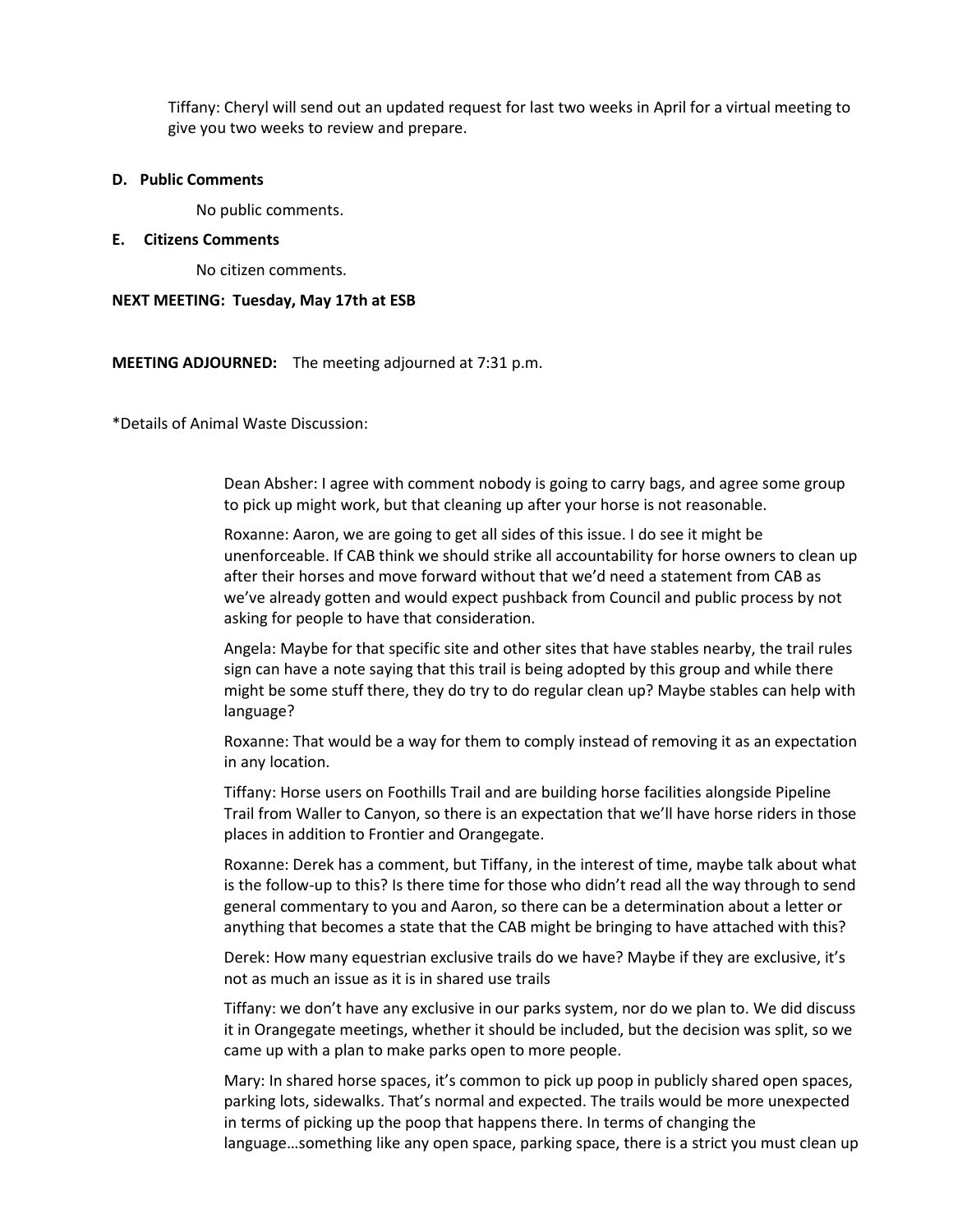Tiffany: Cheryl will send out an updated request for last two weeks in April for a virtual meeting to give you two weeks to review and prepare.

**D. Public Comments**

No public comments.

**E. Citizens Comments**

No citizen comments.

**NEXT MEETING: Tuesday, May 17th at ESB**

**MEETING ADJOURNED:** The meeting adjourned at 7:31 p.m.

*Details of Animal Waste Discussion:

Dean Absher: I agree with comment nobody is going to carry bags, and agree some group to pick up might work, but that cleaning up after your horse is not reasonable.

Roxanne: Aaron, we are going to get all sides of this issue. I do see it might be unenforceable. If CAB think we should strike all accountability for horse owners to clean up after their horses and move forward without that we'd need a statement from CAB as we've already gotten and would expect pushback from Council and public process by not asking for people to have that consideration.

Angela: Maybe for that specific site and other sites that have stables nearby, the trail rules sign can have a note saying that this trail is being adopted by this group and while there might be some stuff there, they do try to do regular clean up? Maybe stables can help with language?

Roxanne: That would be a way for them to comply instead of removing it as an expectation in any location.

Tiffany: Horse users on Foothills Trail and are building horse facilities alongside Pipeline Trail from Waller to Canyon, so there is an expectation that we'll have horse riders in those places in addition to Frontier and Orangegate.

Roxanne: Derek has a comment, but Tiffany, in the interest of time, maybe talk about what is the follow-up to this? Is there time for those who didn't read all the way through to send general commentary to you and Aaron, so there can be a determination about a letter or anything that becomes a state that the CAB might be bringing to have attached with this?

Derek: How many equestrian exclusive trails do we have? Maybe if they are exclusive, it's not as much an issue as it is in shared use trails

Tiffany: we don't have any exclusive in our parks system, nor do we plan to. We did discuss it in Orangegate meetings, whether it should be included, but the decision was split, so we came up with a plan to make parks open to more people.

Mary: In shared horse spaces, it's common to pick up poop in publicly shared open spaces, parking lots, sidewalks. That's normal and expected. The trails would be more unexpected in terms of picking up the poop that happens there. In terms of changing the language…something like any open space, parking space, there is a strict you must clean up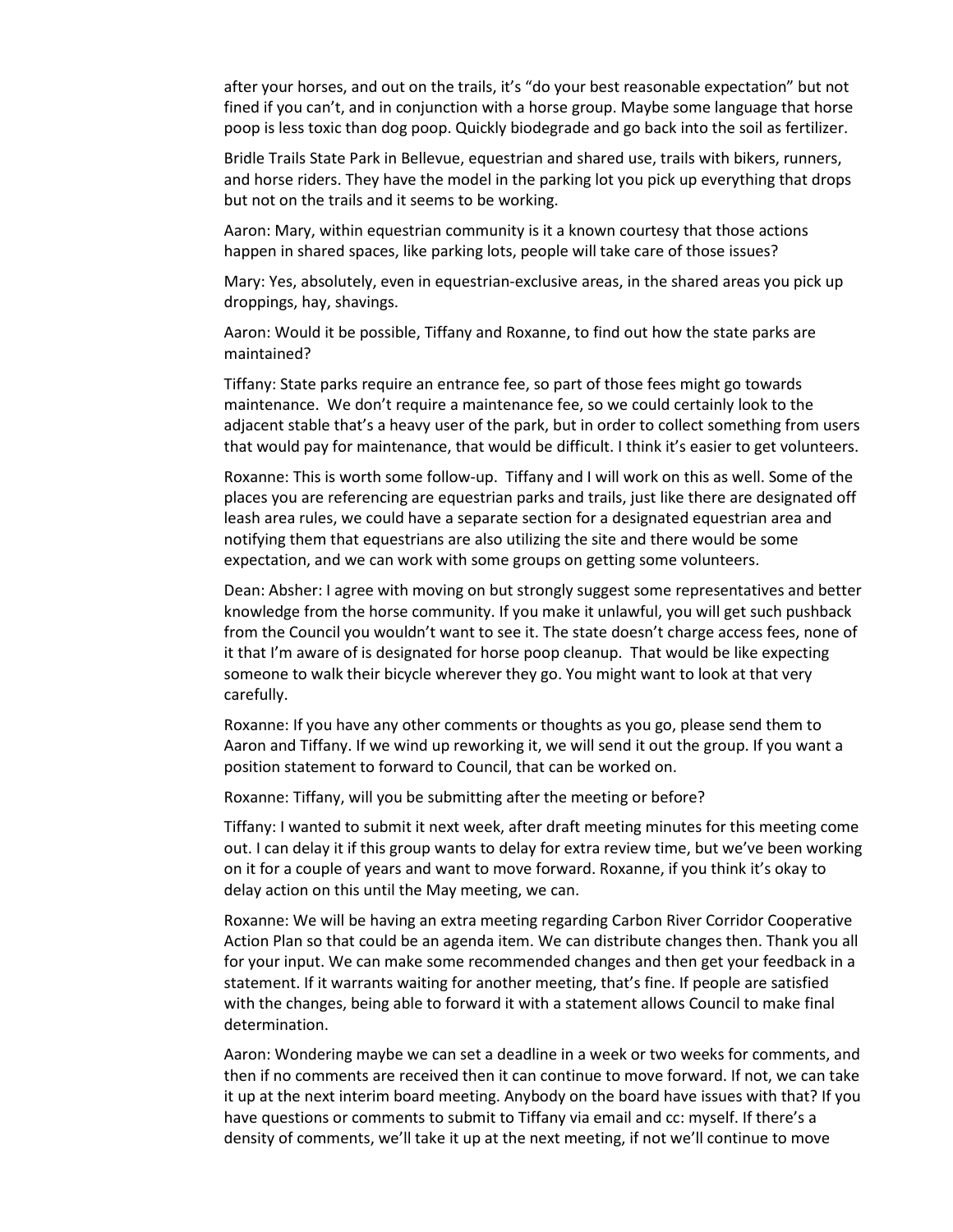after your horses, and out on the trails, it's "do your best reasonable expectation" but not fined if you can't, and in conjunction with a horse group. Maybe some language that horse poop is less toxic than dog poop. Quickly biodegrade and go back into the soil as fertilizer.

Bridle Trails State Park in Bellevue, equestrian and shared use, trails with bikers, runners, and horse riders. They have the model in the parking lot you pick up everything that drops but not on the trails and it seems to be working.

Aaron: Mary, within equestrian community is it a known courtesy that those actions happen in shared spaces, like parking lots, people will take care of those issues?

Mary: Yes, absolutely, even in equestrian-exclusive areas, in the shared areas you pick up droppings, hay, shavings.

Aaron: Would it be possible, Tiffany and Roxanne, to find out how the state parks are maintained?

Tiffany: State parks require an entrance fee, so part of those fees might go towards maintenance. We don't require a maintenance fee, so we could certainly look to the adjacent stable that's a heavy user of the park, but in order to collect something from users that would pay for maintenance, that would be difficult. I think it's easier to get volunteers.

Roxanne: This is worth some follow-up. Tiffany and I will work on this as well. Some of the places you are referencing are equestrian parks and trails, just like there are designated off leash area rules, we could have a separate section for a designated equestrian area and notifying them that equestrians are also utilizing the site and there would be some expectation, and we can work with some groups on getting some volunteers.

Dean: Absher: I agree with moving on but strongly suggest some representatives and better knowledge from the horse community. If you make it unlawful, you will get such pushback from the Council you wouldn't want to see it. The state doesn't charge access fees, none of it that I'm aware of is designated for horse poop cleanup. That would be like expecting someone to walk their bicycle wherever they go. You might want to look at that very carefully.

Roxanne: If you have any other comments or thoughts as you go, please send them to Aaron and Tiffany. If we wind up reworking it, we will send it out the group. If you want a position statement to forward to Council, that can be worked on.

Roxanne: Tiffany, will you be submitting after the meeting or before?

Tiffany: I wanted to submit it next week, after draft meeting minutes for this meeting come out. I can delay it if this group wants to delay for extra review time, but we've been working on it for a couple of years and want to move forward. Roxanne, if you think it's okay to delay action on this until the May meeting, we can.

Roxanne: We will be having an extra meeting regarding Carbon River Corridor Cooperative Action Plan so that could be an agenda item. We can distribute changes then. Thank you all for your input. We can make some recommended changes and then get your feedback in a statement. If it warrants waiting for another meeting, that's fine. If people are satisfied with the changes, being able to forward it with a statement allows Council to make final determination.

Aaron: Wondering maybe we can set a deadline in a week or two weeks for comments, and then if no comments are received then it can continue to move forward. If not, we can take it up at the next interim board meeting. Anybody on the board have issues with that? If you have questions or comments to submit to Tiffany via email and cc: myself. If there's a density of comments, we'll take it up at the next meeting, if not we'll continue to move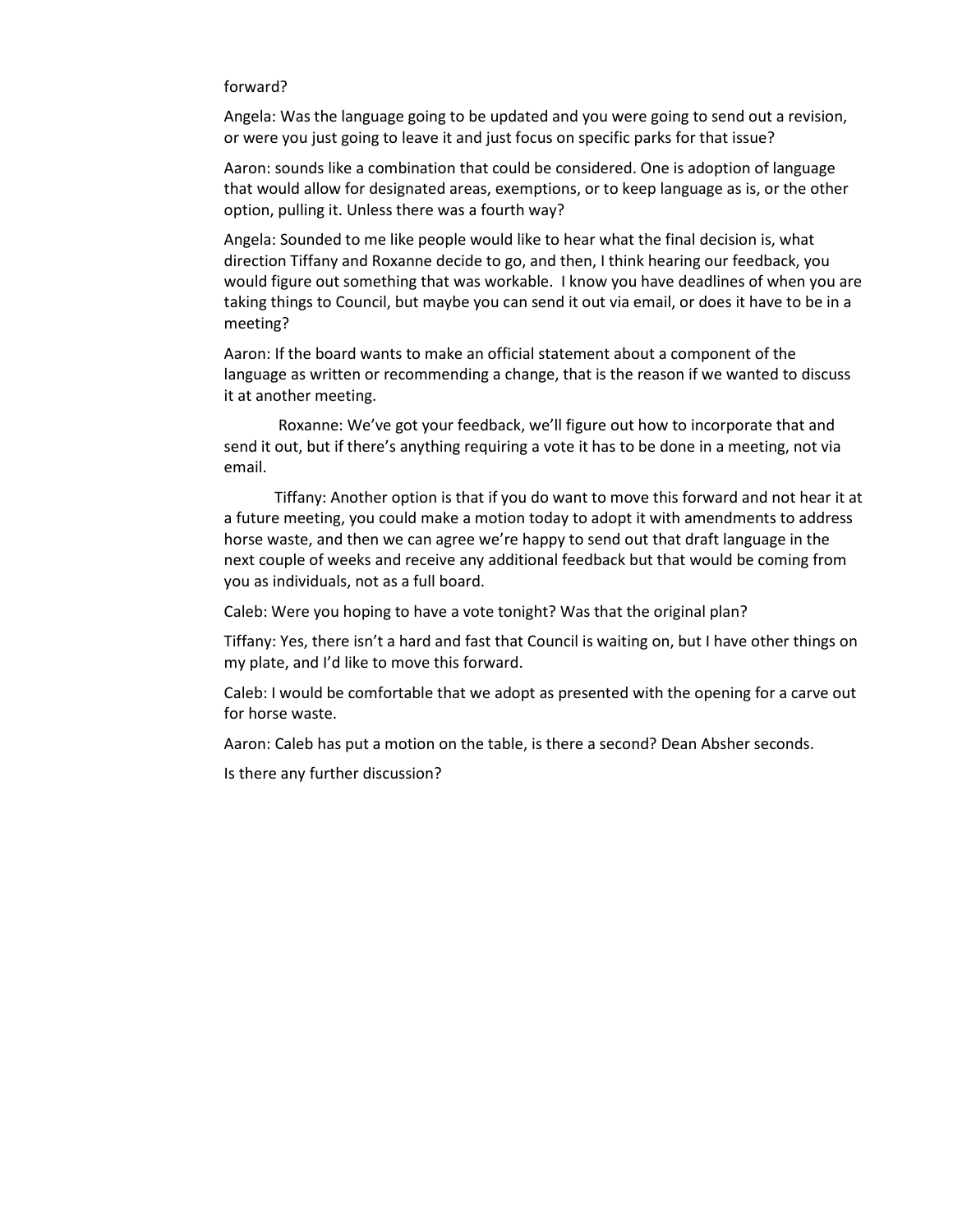forward?

Angela: Was the language going to be updated and you were going to send out a revision, or were you just going to leave it and just focus on specific parks for that issue?

Aaron: sounds like a combination that could be considered. One is adoption of language that would allow for designated areas, exemptions, or to keep language as is, or the other option, pulling it. Unless there was a fourth way?

Angela: Sounded to me like people would like to hear what the final decision is, what direction Tiffany and Roxanne decide to go, and then, I think hearing our feedback, you would figure out something that was workable. I know you have deadlines of when you are taking things to Council, but maybe you can send it out via email, or does it have to be in a meeting?

Aaron: If the board wants to make an official statement about a component of the language as written or recommending a change, that is the reason if we wanted to discuss it at another meeting.

Roxanne: We've got your feedback, we'll figure out how to incorporate that and send it out, but if there's anything requiring a vote it has to be done in a meeting, not via email.

Tiffany: Another option is that if you do want to move this forward and not hear it at a future meeting, you could make a motion today to adopt it with amendments to address horse waste, and then we can agree we're happy to send out that draft language in the next couple of weeks and receive any additional feedback but that would be coming from you as individuals, not as a full board.

Caleb: Were you hoping to have a vote tonight? Was that the original plan?

Tiffany: Yes, there isn't a hard and fast that Council is waiting on, but I have other things on my plate, and I'd like to move this forward.

Caleb: I would be comfortable that we adopt as presented with the opening for a carve out for horse waste.

Aaron: Caleb has put a motion on the table, is there a second? Dean Absher seconds.

Is there any further discussion?